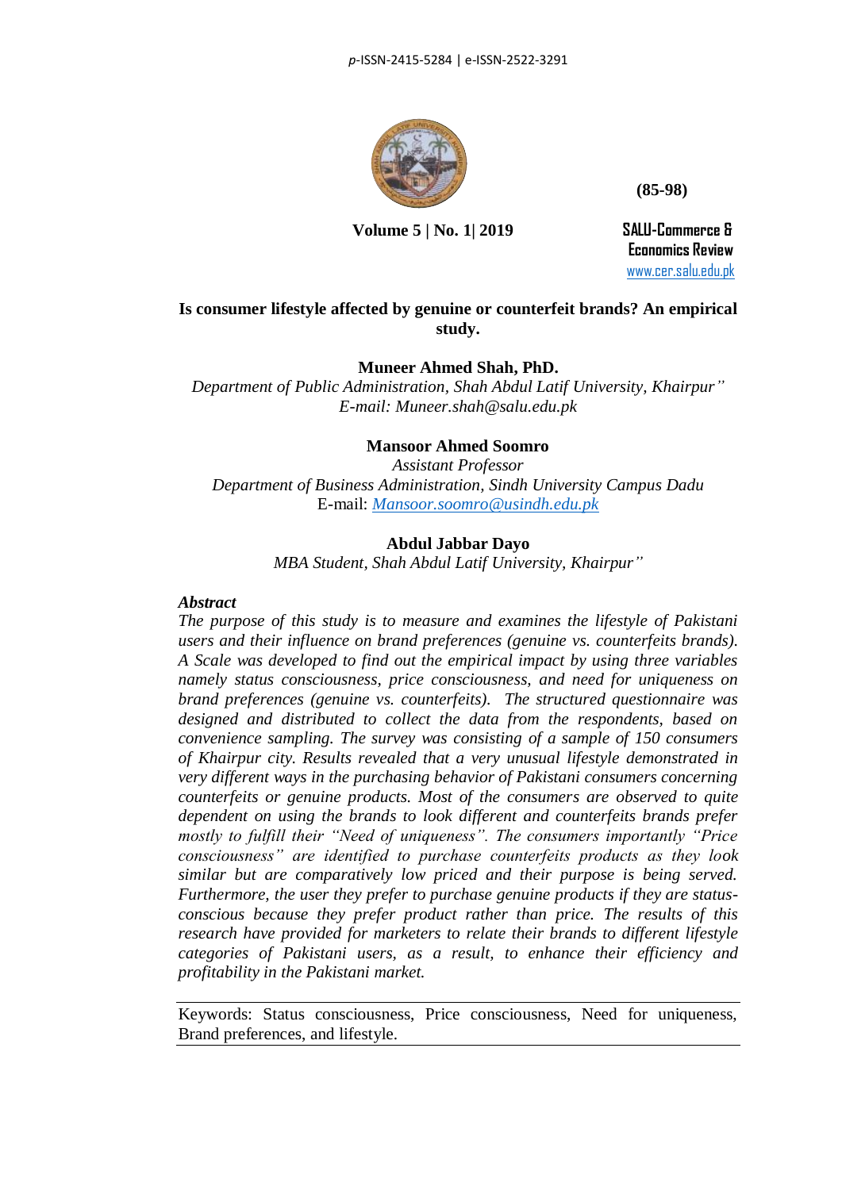# Is consumer lifestyle affected by genuine or counterfeit brands? An empirical study.

**Muneer Ahmed Shah, PhD.**
*Department of Public Administration, Shah Abdul Latif University, Khairpur"*
*E-mail: Muneer.shah@salu.edu.pk*

**Mansoor Ahmed Soomro**
*Assistant Professor*
*Department of Business Administration, Sindh University Campus Dadu*
E-mail: *Mansoor.soomro@usindh.edu.pk*

**Abdul Jabbar Dayo**
*MBA Student, Shah Abdul Latif University, Khairpur"*

***Abstract***

*The purpose of this study is to measure and examines the lifestyle of Pakistani users and their influence on brand preferences (genuine vs. counterfeits brands). A Scale was developed to find out the empirical impact by using three variables namely status consciousness, price consciousness, and need for uniqueness on brand preferences (genuine vs. counterfeits). The structured questionnaire was designed and distributed to collect the data from the respondents, based on convenience sampling. The survey was consisting of a sample of 150 consumers of Khairpur city. Results revealed that a very unusual lifestyle demonstrated in very different ways in the purchasing behavior of Pakistani consumers concerning counterfeits or genuine products. Most of the consumers are observed to quite dependent on using the brands to look different and counterfeits brands prefer mostly to fulfill their "Need of uniqueness". The consumers importantly "Price consciousness" are identified to purchase counterfeits products as they look similar but are comparatively low priced and their purpose is being served. Furthermore, the user they prefer to purchase genuine products if they are status-conscious because they prefer product rather than price. The results of this research have provided for marketers to relate their brands to different lifestyle categories of Pakistani users, as a result, to enhance their efficiency and profitability in the Pakistani market.*

Keywords: Status consciousness, Price consciousness, Need for uniqueness, Brand preferences, and lifestyle.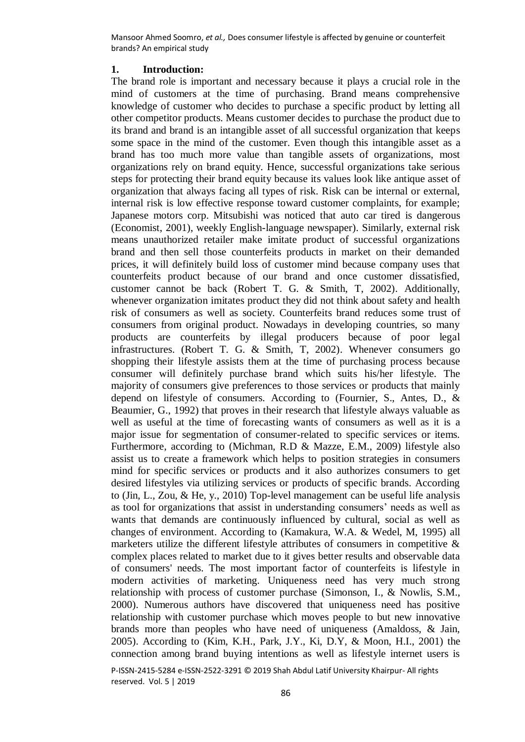## 1. Introduction:

The brand role is important and necessary because it plays a crucial role in the mind of customers at the time of purchasing. Brand means comprehensive knowledge of customer who decides to purchase a specific product by letting all other competitor products. Means customer decides to purchase the product due to its brand and brand is an intangible asset of all successful organization that keeps some space in the mind of the customer. Even though this intangible asset as a brand has too much more value than tangible assets of organizations, most organizations rely on brand equity. Hence, successful organizations take serious steps for protecting their brand equity because its values look like antique asset of organization that always facing all types of risk. Risk can be internal or external, internal risk is low effective response toward customer complaints, for example; Japanese motors corp. Mitsubishi was noticed that auto car tired is dangerous (Economist, 2001), weekly English-language newspaper). Similarly, external risk means unauthorized retailer make imitate product of successful organizations brand and then sell those counterfeits products in market on their demanded prices, it will definitely build loss of customer mind because company uses that counterfeits product because of our brand and once customer dissatisfied, customer cannot be back (Robert T. G. & Smith, T, 2002). Additionally, whenever organization imitates product they did not think about safety and health risk of consumers as well as society. Counterfeits brand reduces some trust of consumers from original product. Nowadays in developing countries, so many products are counterfeits by illegal producers because of poor legal infrastructures. (Robert T. G. & Smith, T, 2002). Whenever consumers go shopping their lifestyle assists them at the time of purchasing process because consumer will definitely purchase brand which suits his/her lifestyle. The majority of consumers give preferences to those services or products that mainly depend on lifestyle of consumers. According to (Fournier, S., Antes, D., & Beaumier, G., 1992) that proves in their research that lifestyle always valuable as well as useful at the time of forecasting wants of consumers as well as it is a major issue for segmentation of consumer-related to specific services or items. Furthermore, according to (Michman, R.D & Mazze, E.M., 2009) lifestyle also assist us to create a framework which helps to position strategies in consumers mind for specific services or products and it also authorizes consumers to get desired lifestyles via utilizing services or products of specific brands. According to (Jin, L., Zou, & He, y., 2010) Top-level management can be useful life analysis as tool for organizations that assist in understanding consumers' needs as well as wants that demands are continuously influenced by cultural, social as well as changes of environment. According to (Kamakura, W.A. & Wedel, M, 1995) all marketers utilize the different lifestyle attributes of consumers in competitive & complex places related to market due to it gives better results and observable data of consumers' needs. The most important factor of counterfeits is lifestyle in modern activities of marketing. Uniqueness need has very much strong relationship with process of customer purchase (Simonson, I., & Nowlis, S.M., 2000). Numerous authors have discovered that uniqueness need has positive relationship with customer purchase which moves people to but new innovative brands more than peoples who have need of uniqueness (Amaldoss, & Jain, 2005). According to (Kim, K.H., Park, J.Y., Ki, D.Y, & Moon, H.I., 2001) the connection among brand buying intentions as well as lifestyle internet users is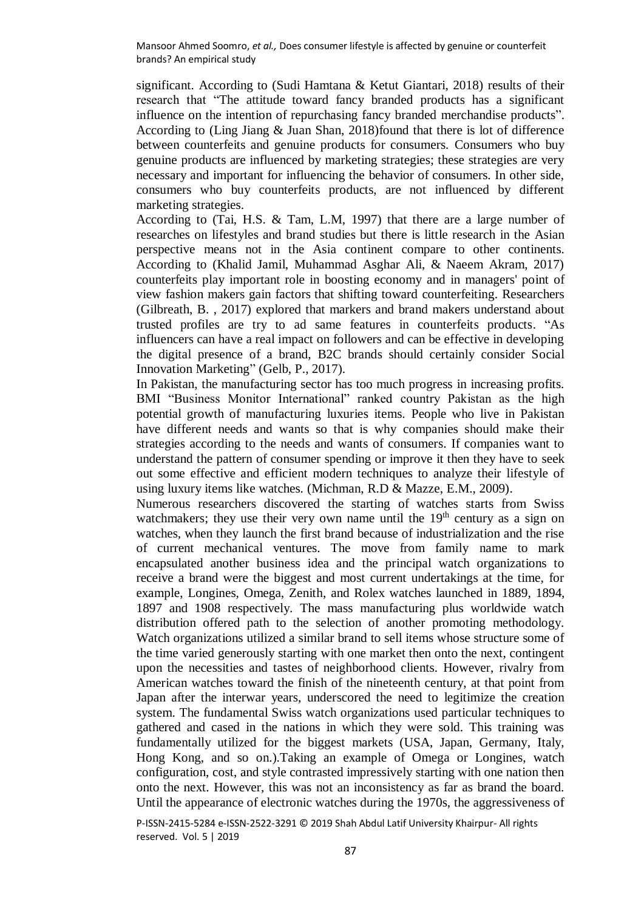significant. According to (Sudi Hamtana & Ketut Giantari, 2018) results of their research that "The attitude toward fancy branded products has a significant influence on the intention of repurchasing fancy branded merchandise products". According to (Ling Jiang & Juan Shan, 2018)found that there is lot of difference between counterfeits and genuine products for consumers. Consumers who buy genuine products are influenced by marketing strategies; these strategies are very necessary and important for influencing the behavior of consumers. In other side, consumers who buy counterfeits products, are not influenced by different marketing strategies.

According to (Tai, H.S. & Tam, L.M, 1997) that there are a large number of researches on lifestyles and brand studies but there is little research in the Asian perspective means not in the Asia continent compare to other continents. According to (Khalid Jamil, Muhammad Asghar Ali, & Naeem Akram, 2017) counterfeits play important role in boosting economy and in managers' point of view fashion makers gain factors that shifting toward counterfeiting. Researchers (Gilbreath, B. , 2017) explored that markers and brand makers understand about trusted profiles are try to ad same features in counterfeits products. "As influencers can have a real impact on followers and can be effective in developing the digital presence of a brand, B2C brands should certainly consider Social Innovation Marketing" (Gelb, P., 2017).

In Pakistan, the manufacturing sector has too much progress in increasing profits. BMI "Business Monitor International" ranked country Pakistan as the high potential growth of manufacturing luxuries items. People who live in Pakistan have different needs and wants so that is why companies should make their strategies according to the needs and wants of consumers. If companies want to understand the pattern of consumer spending or improve it then they have to seek out some effective and efficient modern techniques to analyze their lifestyle of using luxury items like watches. (Michman, R.D & Mazze, E.M., 2009).

Numerous researchers discovered the starting of watches starts from Swiss watchmakers; they use their very own name until the 19th century as a sign on watches, when they launch the first brand because of industrialization and the rise of current mechanical ventures. The move from family name to mark encapsulated another business idea and the principal watch organizations to receive a brand were the biggest and most current undertakings at the time, for example, Longines, Omega, Zenith, and Rolex watches launched in 1889, 1894, 1897 and 1908 respectively. The mass manufacturing plus worldwide watch distribution offered path to the selection of another promoting methodology. Watch organizations utilized a similar brand to sell items whose structure some of the time varied generously starting with one market then onto the next, contingent upon the necessities and tastes of neighborhood clients. However, rivalry from American watches toward the finish of the nineteenth century, at that point from Japan after the interwar years, underscored the need to legitimize the creation system. The fundamental Swiss watch organizations used particular techniques to gathered and cased in the nations in which they were sold. This training was fundamentally utilized for the biggest markets (USA, Japan, Germany, Italy, Hong Kong, and so on.).Taking an example of Omega or Longines, watch configuration, cost, and style contrasted impressively starting with one nation then onto the next. However, this was not an inconsistency as far as brand the board. Until the appearance of electronic watches during the 1970s, the aggressiveness of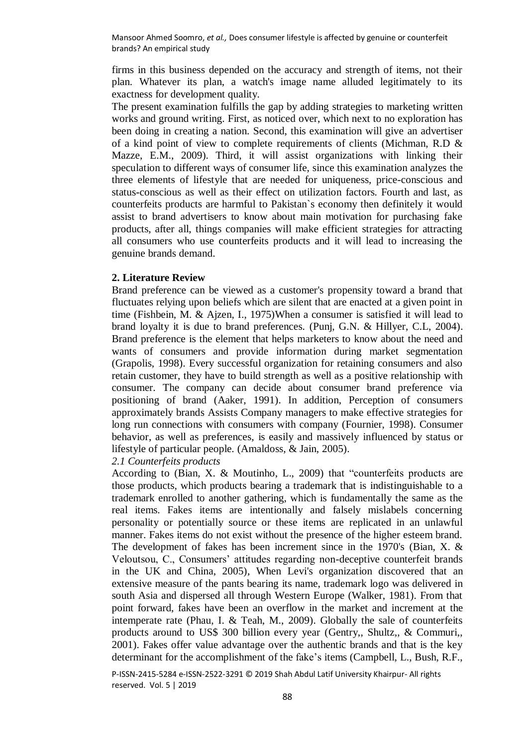firms in this business depended on the accuracy and strength of items, not their plan. Whatever its plan, a watch's image name alluded legitimately to its exactness for development quality.

The present examination fulfills the gap by adding strategies to marketing written works and ground writing. First, as noticed over, which next to no exploration has been doing in creating a nation. Second, this examination will give an advertiser of a kind point of view to complete requirements of clients (Michman, R.D & Mazze, E.M., 2009). Third, it will assist organizations with linking their speculation to different ways of consumer life, since this examination analyzes the three elements of lifestyle that are needed for uniqueness, price-conscious and status-conscious as well as their effect on utilization factors. Fourth and last, as counterfeits products are harmful to Pakistan`s economy then definitely it would assist to brand advertisers to know about main motivation for purchasing fake products, after all, things companies will make efficient strategies for attracting all consumers who use counterfeits products and it will lead to increasing the genuine brands demand.

## 2. Literature Review

Brand preference can be viewed as a customer's propensity toward a brand that fluctuates relying upon beliefs which are silent that are enacted at a given point in time (Fishbein, M. & Ajzen, I., 1975)When a consumer is satisfied it will lead to brand loyalty it is due to brand preferences. (Punj, G.N. & Hillyer, C.L, 2004). Brand preference is the element that helps marketers to know about the need and wants of consumers and provide information during market segmentation (Grapolis, 1998). Every successful organization for retaining consumers and also retain customer, they have to build strength as well as a positive relationship with consumer. The company can decide about consumer brand preference via positioning of brand (Aaker, 1991). In addition, Perception of consumers approximately brands Assists Company managers to make effective strategies for long run connections with consumers with company (Fournier, 1998). Consumer behavior, as well as preferences, is easily and massively influenced by status or lifestyle of particular people. (Amaldoss, & Jain, 2005).

### *2.1 Counterfeits products*

According to (Bian, X. & Moutinho, L., 2009) that "counterfeits products are those products, which products bearing a trademark that is indistinguishable to a trademark enrolled to another gathering, which is fundamentally the same as the real items. Fakes items are intentionally and falsely mislabels concerning personality or potentially source or these items are replicated in an unlawful manner. Fakes items do not exist without the presence of the higher esteem brand. The development of fakes has been increment since in the 1970's (Bian, X. & Veloutsou, C., Consumers' attitudes regarding non-deceptive counterfeit brands in the UK and China, 2005), When Levi's organization discovered that an extensive measure of the pants bearing its name, trademark logo was delivered in south Asia and dispersed all through Western Europe (Walker, 1981). From that point forward, fakes have been an overflow in the market and increment at the intemperate rate (Phau, I. & Teah, M., 2009). Globally the sale of counterfeits products around to US$ 300 billion every year (Gentry,, Shultz,, & Commuri,, 2001). Fakes offer value advantage over the authentic brands and that is the key determinant for the accomplishment of the fake's items (Campbell, L., Bush, R.F.,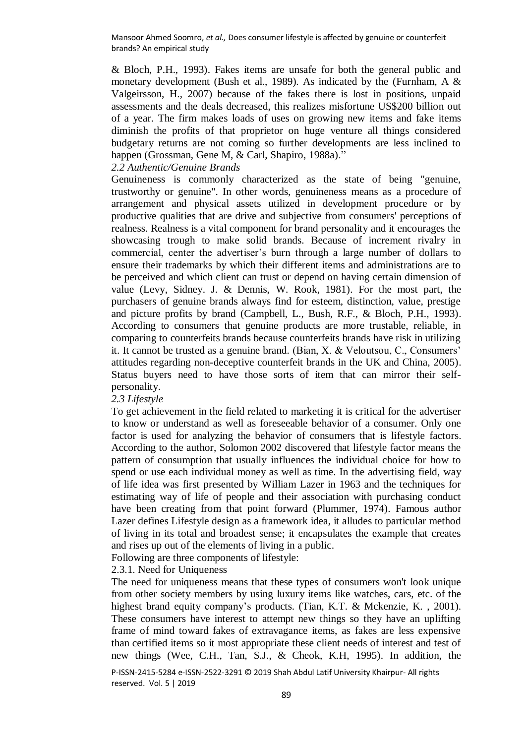& Bloch, P.H., 1993). Fakes items are unsafe for both the general public and monetary development (Bush et al., 1989). As indicated by the (Furnham, A & Valgeirsson, H., 2007) because of the fakes there is lost in positions, unpaid assessments and the deals decreased, this realizes misfortune US$200 billion out of a year. The firm makes loads of uses on growing new items and fake items diminish the profits of that proprietor on huge venture all things considered budgetary returns are not coming so further developments are less inclined to happen (Grossman, Gene M, & Carl, Shapiro, 1988a)."

*2.2 Authentic/Genuine Brands*

Genuineness is commonly characterized as the state of being "genuine, trustworthy or genuine". In other words, genuineness means as a procedure of arrangement and physical assets utilized in development procedure or by productive qualities that are drive and subjective from consumers' perceptions of realness. Realness is a vital component for brand personality and it encourages the showcasing trough to make solid brands. Because of increment rivalry in commercial, center the advertiser's burn through a large number of dollars to ensure their trademarks by which their different items and administrations are to be perceived and which client can trust or depend on having certain dimension of value (Levy, Sidney. J. & Dennis, W. Rook, 1981). For the most part, the purchasers of genuine brands always find for esteem, distinction, value, prestige and picture profits by brand (Campbell, L., Bush, R.F., & Bloch, P.H., 1993). According to consumers that genuine products are more trustable, reliable, in comparing to counterfeits brands because counterfeits brands have risk in utilizing it. It cannot be trusted as a genuine brand. (Bian, X. & Veloutsou, C., Consumers' attitudes regarding non-deceptive counterfeit brands in the UK and China, 2005). Status buyers need to have those sorts of item that can mirror their self-personality.

*2.3 Lifestyle*

To get achievement in the field related to marketing it is critical for the advertiser to know or understand as well as foreseeable behavior of a consumer. Only one factor is used for analyzing the behavior of consumers that is lifestyle factors. According to the author, Solomon 2002 discovered that lifestyle factor means the pattern of consumption that usually influences the individual choice for how to spend or use each individual money as well as time. In the advertising field, way of life idea was first presented by William Lazer in 1963 and the techniques for estimating way of life of people and their association with purchasing conduct have been creating from that point forward (Plummer, 1974). Famous author Lazer defines Lifestyle design as a framework idea, it alludes to particular method of living in its total and broadest sense; it encapsulates the example that creates and rises up out of the elements of living in a public.

Following are three components of lifestyle:

2.3.1. Need for Uniqueness

The need for uniqueness means that these types of consumers won't look unique from other society members by using luxury items like watches, cars, etc. of the highest brand equity company's products. (Tian, K.T. & Mckenzie, K. , 2001). These consumers have interest to attempt new things so they have an uplifting frame of mind toward fakes of extravagance items, as fakes are less expensive than certified items so it most appropriate these client needs of interest and test of new things (Wee, C.H., Tan, S.J., & Cheok, K.H, 1995). In addition, the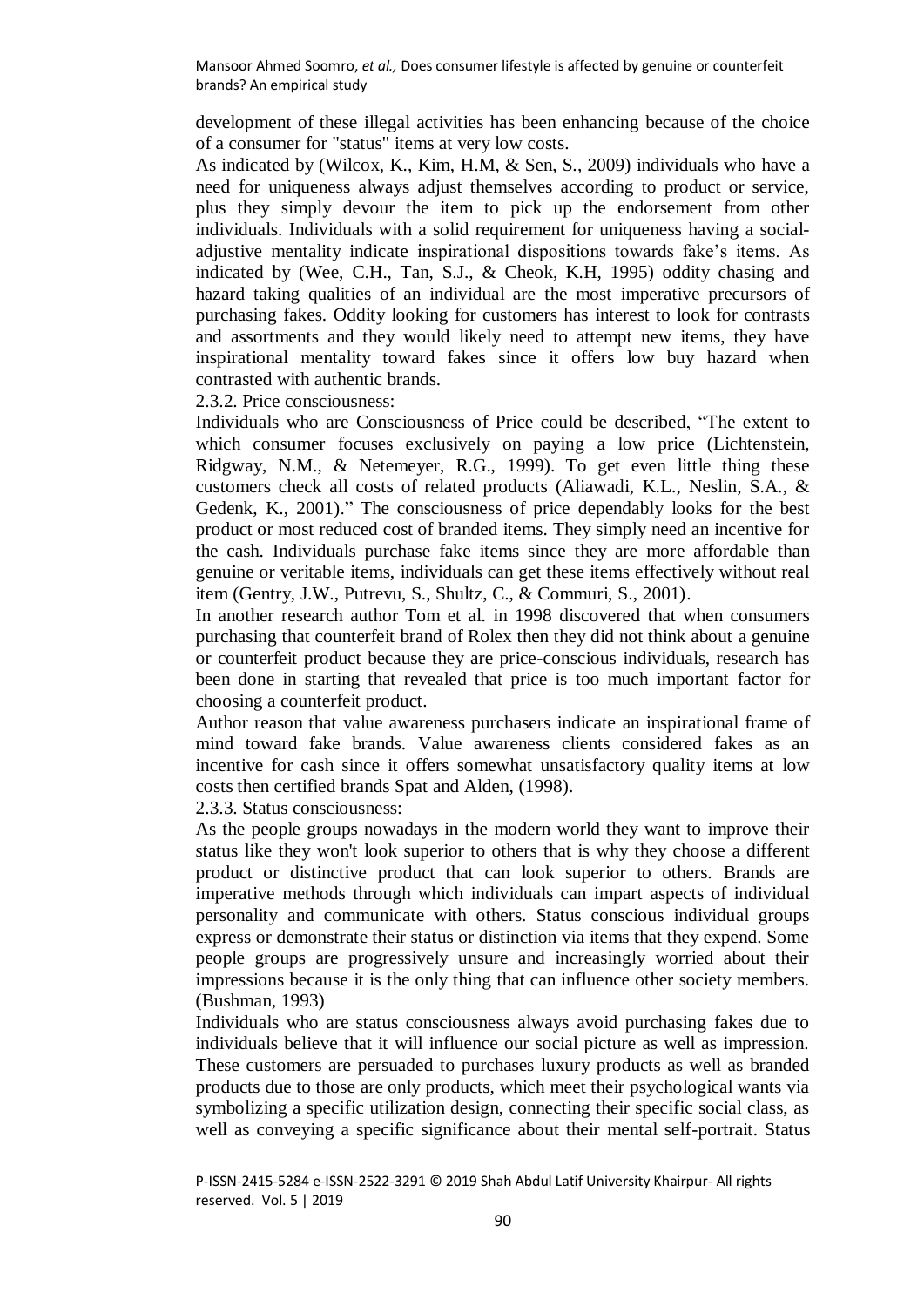development of these illegal activities has been enhancing because of the choice of a consumer for "status" items at very low costs.

As indicated by (Wilcox, K., Kim, H.M, & Sen, S., 2009) individuals who have a need for uniqueness always adjust themselves according to product or service, plus they simply devour the item to pick up the endorsement from other individuals. Individuals with a solid requirement for uniqueness having a social-adjustive mentality indicate inspirational dispositions towards fake's items. As indicated by (Wee, C.H., Tan, S.J., & Cheok, K.H, 1995) oddity chasing and hazard taking qualities of an individual are the most imperative precursors of purchasing fakes. Oddity looking for customers has interest to look for contrasts and assortments and they would likely need to attempt new items, they have inspirational mentality toward fakes since it offers low buy hazard when contrasted with authentic brands.

2.3.2. Price consciousness:

Individuals who are Consciousness of Price could be described, "The extent to which consumer focuses exclusively on paying a low price (Lichtenstein, Ridgway, N.M., & Netemeyer, R.G., 1999). To get even little thing these customers check all costs of related products (Aliawadi, K.L., Neslin, S.A., & Gedenk, K., 2001)." The consciousness of price dependably looks for the best product or most reduced cost of branded items. They simply need an incentive for the cash. Individuals purchase fake items since they are more affordable than genuine or veritable items, individuals can get these items effectively without real item (Gentry, J.W., Putrevu, S., Shultz, C., & Commuri, S., 2001).

In another research author Tom et al. in 1998 discovered that when consumers purchasing that counterfeit brand of Rolex then they did not think about a genuine or counterfeit product because they are price-conscious individuals, research has been done in starting that revealed that price is too much important factor for choosing a counterfeit product.

Author reason that value awareness purchasers indicate an inspirational frame of mind toward fake brands. Value awareness clients considered fakes as an incentive for cash since it offers somewhat unsatisfactory quality items at low costs then certified brands Spat and Alden, (1998).

2.3.3. Status consciousness:

As the people groups nowadays in the modern world they want to improve their status like they won't look superior to others that is why they choose a different product or distinctive product that can look superior to others. Brands are imperative methods through which individuals can impart aspects of individual personality and communicate with others. Status conscious individual groups express or demonstrate their status or distinction via items that they expend. Some people groups are progressively unsure and increasingly worried about their impressions because it is the only thing that can influence other society members. (Bushman, 1993)

Individuals who are status consciousness always avoid purchasing fakes due to individuals believe that it will influence our social picture as well as impression. These customers are persuaded to purchases luxury products as well as branded products due to those are only products, which meet their psychological wants via symbolizing a specific utilization design, connecting their specific social class, as well as conveying a specific significance about their mental self-portrait. Status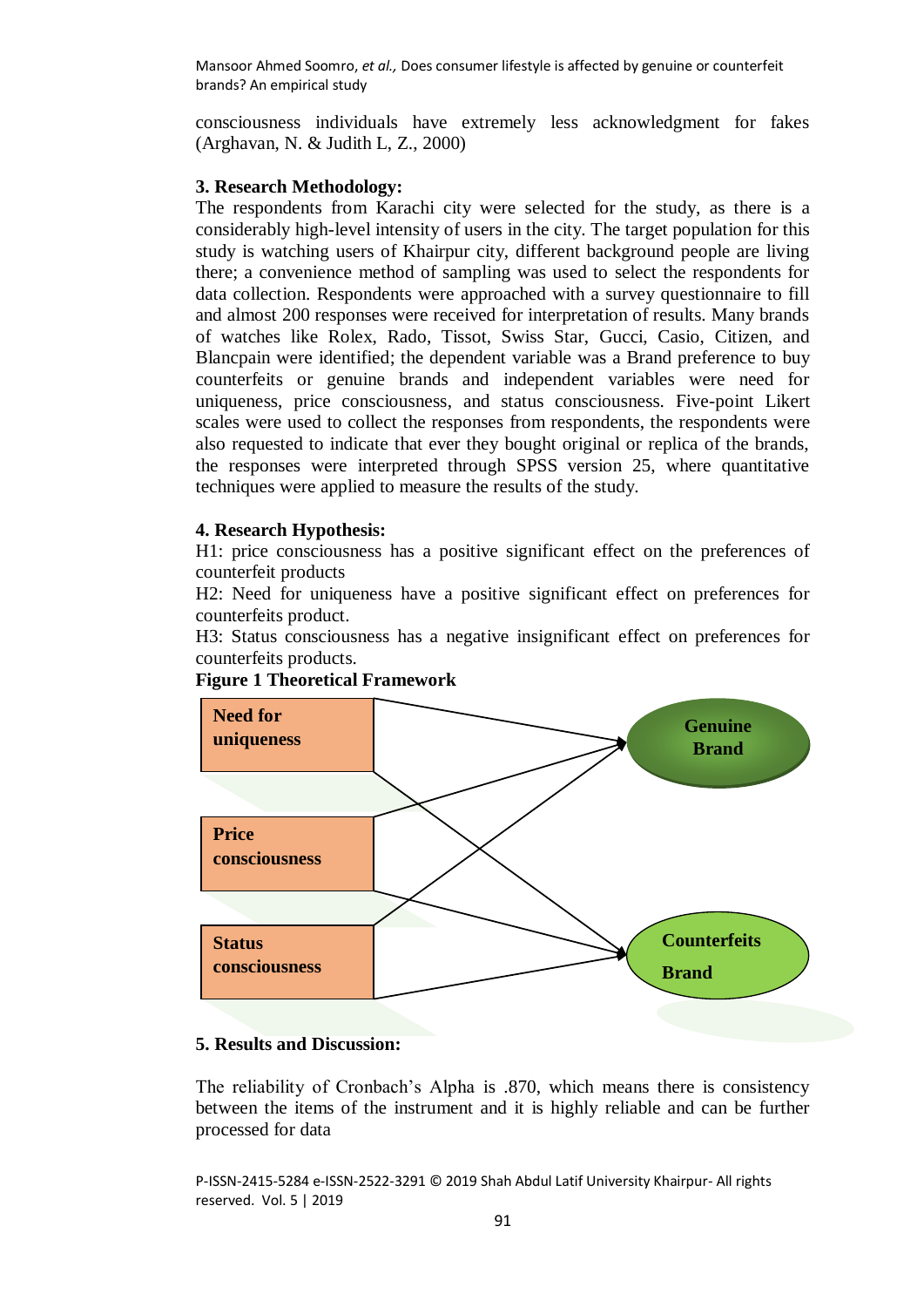consciousness individuals have extremely less acknowledgment for fakes (Arghavan, N. & Judith L, Z., 2000)

**3. Research Methodology:**

The respondents from Karachi city were selected for the study, as there is a considerably high-level intensity of users in the city. The target population for this study is watching users of Khairpur city, different background people are living there; a convenience method of sampling was used to select the respondents for data collection. Respondents were approached with a survey questionnaire to fill and almost 200 responses were received for interpretation of results. Many brands of watches like Rolex, Rado, Tissot, Swiss Star, Gucci, Casio, Citizen, and Blancpain were identified; the dependent variable was a Brand preference to buy counterfeits or genuine brands and independent variables were need for uniqueness, price consciousness, and status consciousness. Five-point Likert scales were used to collect the responses from respondents, the respondents were also requested to indicate that ever they bought original or replica of the brands, the responses were interpreted through SPSS version 25, where quantitative techniques were applied to measure the results of the study.

**4. Research Hypothesis:**

H1: price consciousness has a positive significant effect on the preferences of counterfeit products

H2: Need for uniqueness have a positive significant effect on preferences for counterfeits product.

H3: Status consciousness has a negative insignificant effect on preferences for counterfeits products.

**Figure 1 Theoretical Framework**

Need for uniqueness

Price consciousness

Status consciousness

Genuine Brand

Counterfeits Brand

**5. Results and Discussion:**

The reliability of Cronbach's Alpha is .870, which means there is consistency between the items of the instrument and it is highly reliable and can be further processed for data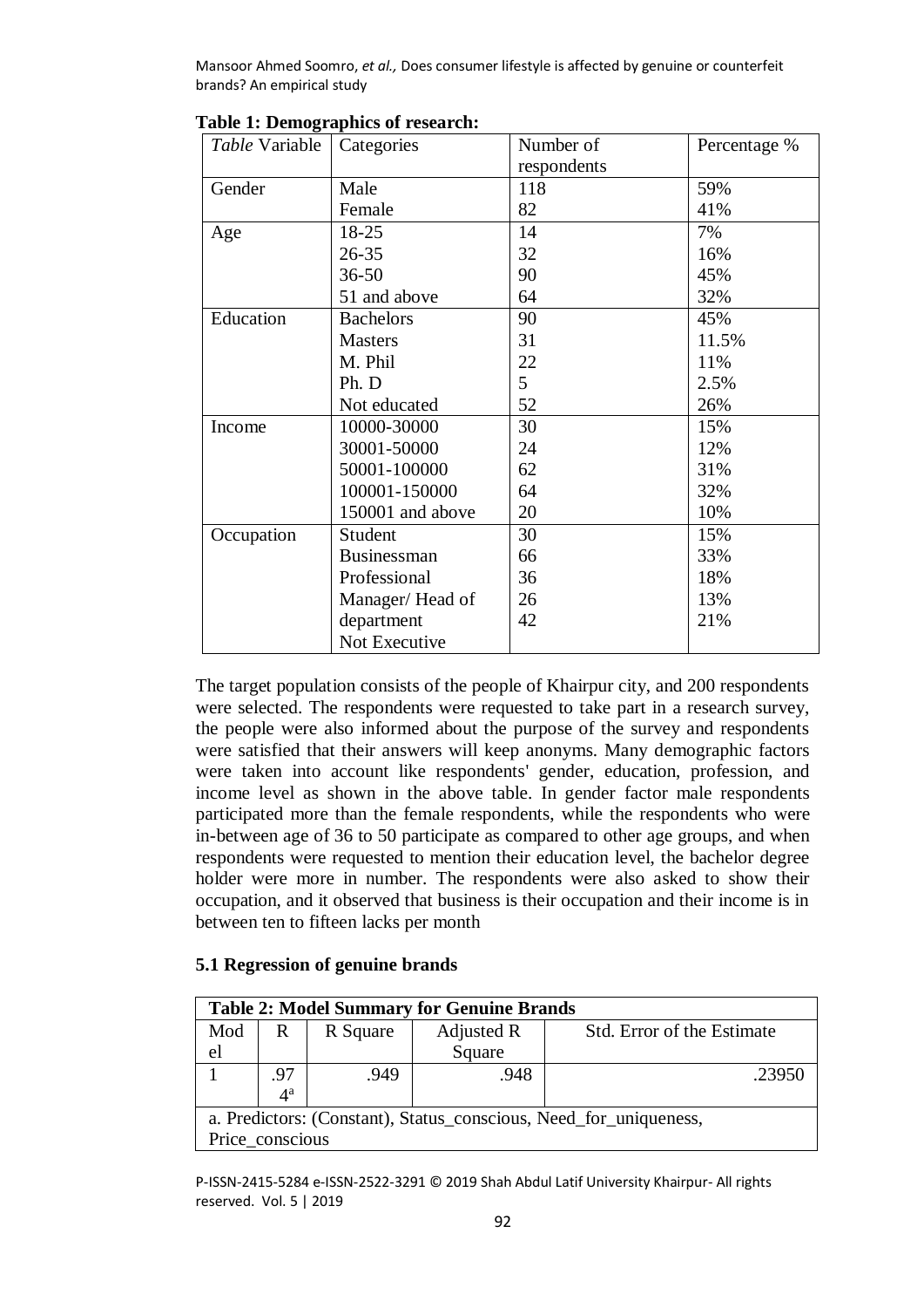**Table 1: Demographics of research:**

| *Table* Variable | Categories | Number of respondents | Percentage % |
|---|---|---|---|
| Gender | Male | 118 | 59% |
| | Female | 82 | 41% |
| Age | 18-25 | 14 | 7% |
| | 26-35 | 32 | 16% |
| | 36-50 | 90 | 45% |
| | 51 and above | 64 | 32% |
| Education | Bachelors | 90 | 45% |
| | Masters | 31 | 11.5% |
| | M. Phil | 22 | 11% |
| | Ph. D | 5 | 2.5% |
| | Not educated | 52 | 26% |
| Income | 10000-30000 | 30 | 15% |
| | 30001-50000 | 24 | 12% |
| | 50001-100000 | 62 | 31% |
| | 100001-150000 | 64 | 32% |
| | 150001 and above | 20 | 10% |
| Occupation | Student | 30 | 15% |
| | Businessman | 66 | 33% |
| | Professional | 36 | 18% |
| | Manager/ Head of department | 26 | 13% |
| | Not Executive | 42 | 21% |

The target population consists of the people of Khairpur city, and 200 respondents were selected. The respondents were requested to take part in a research survey, the people were also informed about the purpose of the survey and respondents were satisfied that their answers will keep anonyms. Many demographic factors were taken into account like respondents' gender, education, profession, and income level as shown in the above table. In gender factor male respondents participated more than the female respondents, while the respondents who were in-between age of 36 to 50 participate as compared to other age groups, and when respondents were requested to mention their education level, the bachelor degree holder were more in number. The respondents were also asked to show their occupation, and it observed that business is their occupation and their income is in between ten to fifteen lacks per month

### 5.1 Regression of genuine brands

**Table 2: Model Summary for Genuine Brands**

| Model | R | R Square | Adjusted R Square | Std. Error of the Estimate |
|---|---|---|---|---|
| 1 | .974[a] | .949 | .948 | .23950 |

a. Predictors: (Constant), Status_conscious, Need_for_uniqueness, Price_conscious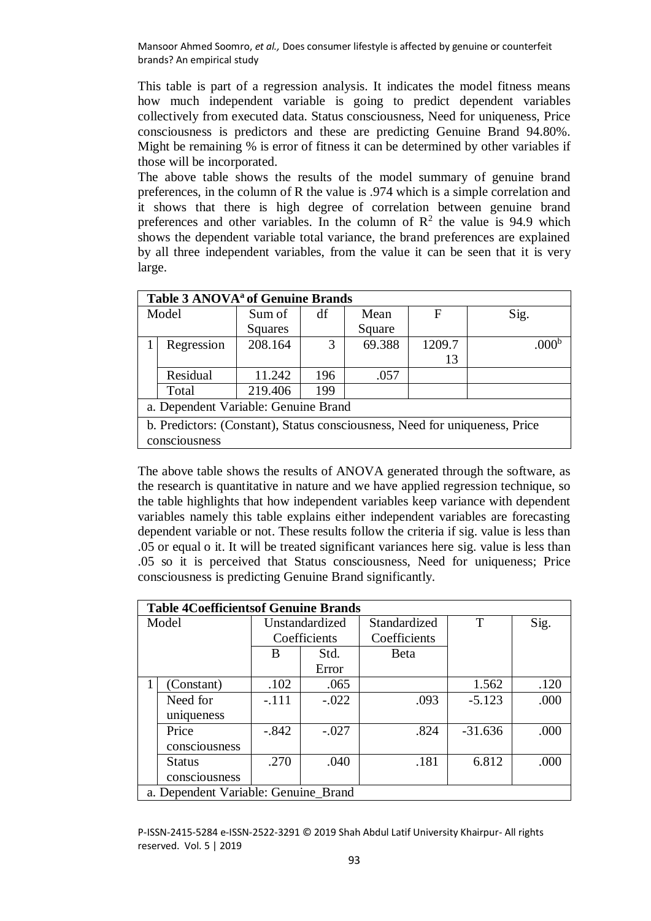This table is part of a regression analysis. It indicates the model fitness means how much independent variable is going to predict dependent variables collectively from executed data. Status consciousness, Need for uniqueness, Price consciousness is predictors and these are predicting Genuine Brand 94.80%. Might be remaining % is error of fitness it can be determined by other variables if those will be incorporated.

The above table shows the results of the model summary of genuine brand preferences, in the column of R the value is .974 which is a simple correlation and it shows that there is high degree of correlation between genuine brand preferences and other variables. In the column of $R^2$ the value is 94.9 which shows the dependent variable total variance, the brand preferences are explained by all three independent variables, from the value it can be seen that it is very large.

**Table 3 ANOVA[a] of Genuine Brands**

| Model | | Sum of Squares | df | Mean Square | F | Sig. |
|---|---|---|---|---|---|---|
| 1 | Regression | 208.164 | 3 | 69.388 | 1209.713 | .000[b] |
| | Residual | 11.242 | 196 | .057 | | |
| | Total | 219.406 | 199 | | | |

a. Dependent Variable: Genuine Brand

b. Predictors: (Constant), Status consciousness, Need for uniqueness, Price consciousness

The above table shows the results of ANOVA generated through the software, as the research is quantitative in nature and we have applied regression technique, so the table highlights that how independent variables keep variance with dependent variables namely this table explains either independent variables are forecasting dependent variable or not. These results follow the criteria if sig. value is less than .05 or equal o it. It will be treated significant variances here sig. value is less than .05 so it is perceived that Status consciousness, Need for uniqueness; Price consciousness is predicting Genuine Brand significantly.

**Table 4Coefficientsof Genuine Brands**

| Model | | Unstandardized Coefficients | | Standardized Coefficients | T | Sig. |
|---|---|---|---|---|---|---|
| | | B | Std. Error | Beta | | |
| 1 | (Constant) | .102 | .065 | | 1.562 | .120 |
| | Need for uniqueness | -.111 | -.022 | .093 | -5.123 | .000 |
| | Price consciousness | -.842 | -.027 | .824 | -31.636 | .000 |
| | Status consciousness | .270 | .040 | .181 | 6.812 | .000 |

a. Dependent Variable: Genuine_Brand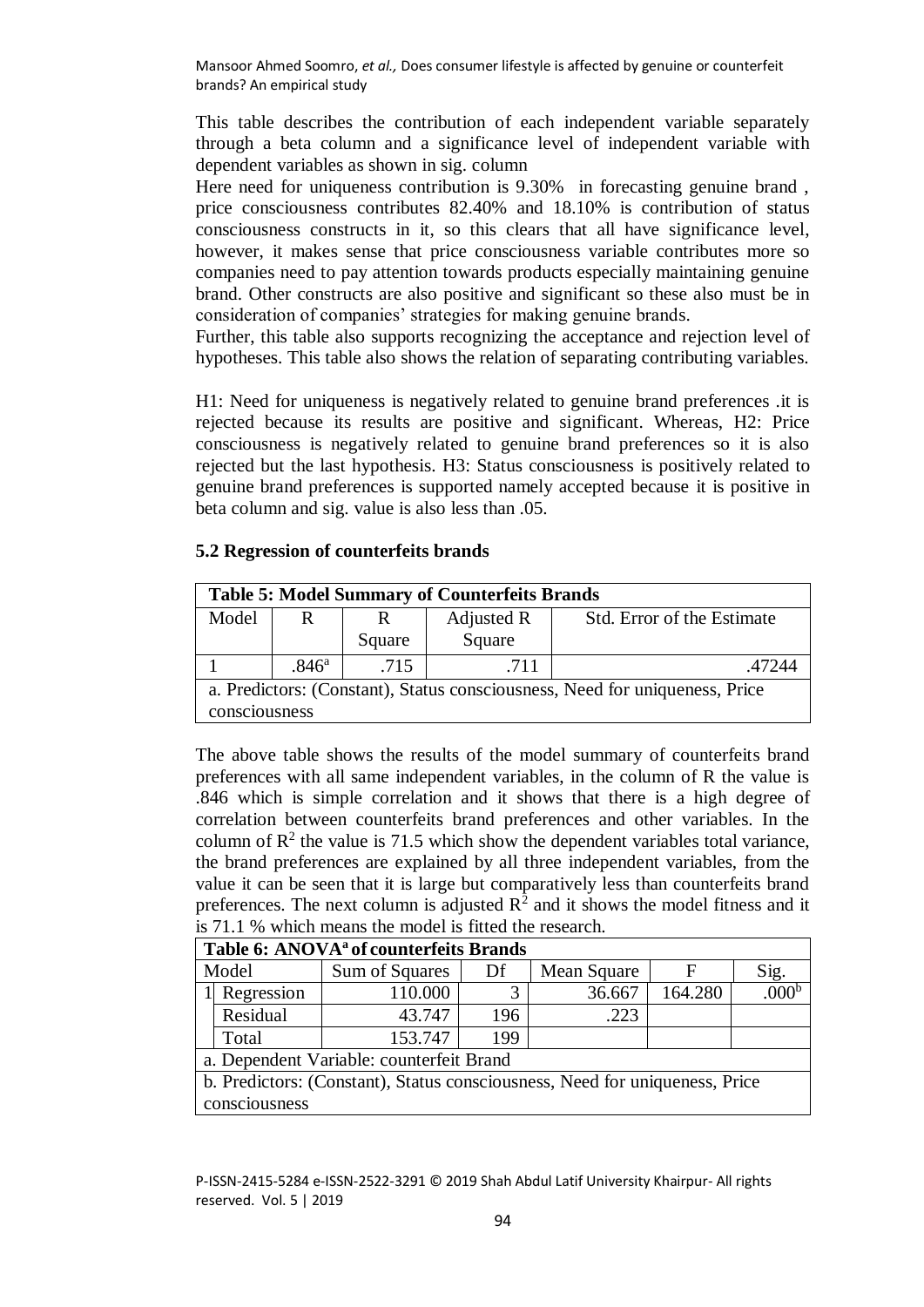This table describes the contribution of each independent variable separately through a beta column and a significance level of independent variable with dependent variables as shown in sig. column

Here need for uniqueness contribution is 9.30% in forecasting genuine brand , price consciousness contributes 82.40% and 18.10% is contribution of status consciousness constructs in it, so this clears that all have significance level, however, it makes sense that price consciousness variable contributes more so companies need to pay attention towards products especially maintaining genuine brand. Other constructs are also positive and significant so these also must be in consideration of companies' strategies for making genuine brands.

Further, this table also supports recognizing the acceptance and rejection level of hypotheses. This table also shows the relation of separating contributing variables.

H1: Need for uniqueness is negatively related to genuine brand preferences .it is rejected because its results are positive and significant. Whereas, H2: Price consciousness is negatively related to genuine brand preferences so it is also rejected but the last hypothesis. H3: Status consciousness is positively related to genuine brand preferences is supported namely accepted because it is positive in beta column and sig. value is also less than .05.

### 5.2 Regression of counterfeits brands

**Table 5: Model Summary of Counterfeits Brands**

| Model | R | R Square | Adjusted R Square | Std. Error of the Estimate |
|---|---|---|---|---|
| 1 | .846[a] | .715 | .711 | .47244 |

a. Predictors: (Constant), Status consciousness, Need for uniqueness, Price consciousness

The above table shows the results of the model summary of counterfeits brand preferences with all same independent variables, in the column of R the value is .846 which is simple correlation and it shows that there is a high degree of correlation between counterfeits brand preferences and other variables. In the column of $R^2$ the value is 71.5 which show the dependent variables total variance, the brand preferences are explained by all three independent variables, from the value it can be seen that it is large but comparatively less than counterfeits brand preferences. The next column is adjusted $R^2$ and it shows the model fitness and it is 71.1 % which means the model is fitted the research.

**Table 6: ANOVA[a] of counterfeits Brands**

| Model | | Sum of Squares | Df | Mean Square | F | Sig. |
|---|---|---|---|---|---|---|
| 1 | Regression | 110.000 | 3 | 36.667 | 164.280 | .000[b] |
| | Residual | 43.747 | 196 | .223 | | |
| | Total | 153.747 | 199 | | | |

a. Dependent Variable: counterfeit Brand

b. Predictors: (Constant), Status consciousness, Need for uniqueness, Price consciousness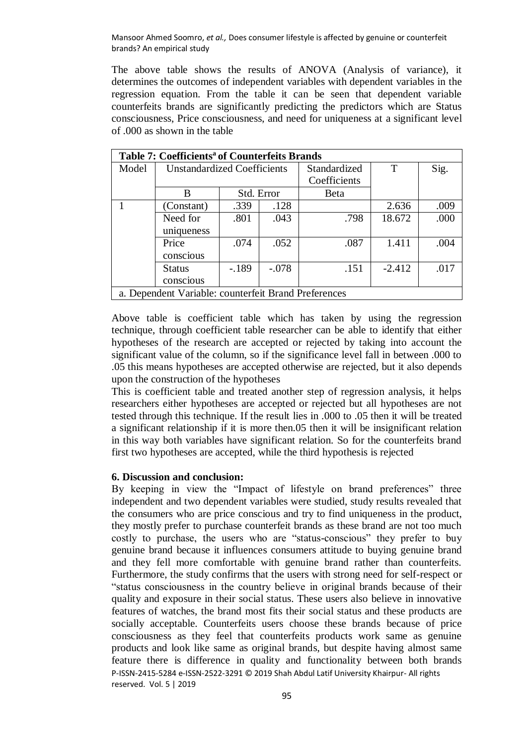The above table shows the results of ANOVA (Analysis of variance), it determines the outcomes of independent variables with dependent variables in the regression equation. From the table it can be seen that dependent variable counterfeits brands are significantly predicting the predictors which are Status consciousness, Price consciousness, and need for uniqueness at a significant level of .000 as shown in the table

**Table 7: Coefficients[a] of Counterfeits Brands**

| Model | Unstandardized Coefficients | | | Standardized Coefficients | T | Sig. |
|---|---|---|---|---|---|---|
| | B | Std. Error | | Beta | | |
| 1 | (Constant) | .339 | .128 | | 2.636 | .009 |
| | Need for uniqueness | .801 | .043 | .798 | 18.672 | .000 |
| | Price conscious | .074 | .052 | .087 | 1.411 | .004 |
| | Status conscious | -.189 | -.078 | .151 | -2.412 | .017 |

a. Dependent Variable: counterfeit Brand Preferences

Above table is coefficient table which has taken by using the regression technique, through coefficient table researcher can be able to identify that either hypotheses of the research are accepted or rejected by taking into account the significant value of the column, so if the significance level fall in between .000 to .05 this means hypotheses are accepted otherwise are rejected, but it also depends upon the construction of the hypotheses

This is coefficient table and treated another step of regression analysis, it helps researchers either hypotheses are accepted or rejected but all hypotheses are not tested through this technique. If the result lies in .000 to .05 then it will be treated a significant relationship if it is more then.05 then it will be insignificant relation in this way both variables have significant relation. So for the counterfeits brand first two hypotheses are accepted, while the third hypothesis is rejected

### 6. Discussion and conclusion:

By keeping in view the "Impact of lifestyle on brand preferences" three independent and two dependent variables were studied, study results revealed that the consumers who are price conscious and try to find uniqueness in the product, they mostly prefer to purchase counterfeit brands as these brand are not too much costly to purchase, the users who are "status-conscious" they prefer to buy genuine brand because it influences consumers attitude to buying genuine brand and they fell more comfortable with genuine brand rather than counterfeits. Furthermore, the study confirms that the users with strong need for self-respect or "status consciousness in the country believe in original brands because of their quality and exposure in their social status. These users also believe in innovative features of watches, the brand most fits their social status and these products are socially acceptable. Counterfeits users choose these brands because of price consciousness as they feel that counterfeits products work same as genuine products and look like same as original brands, but despite having almost same feature there is difference in quality and functionality between both brands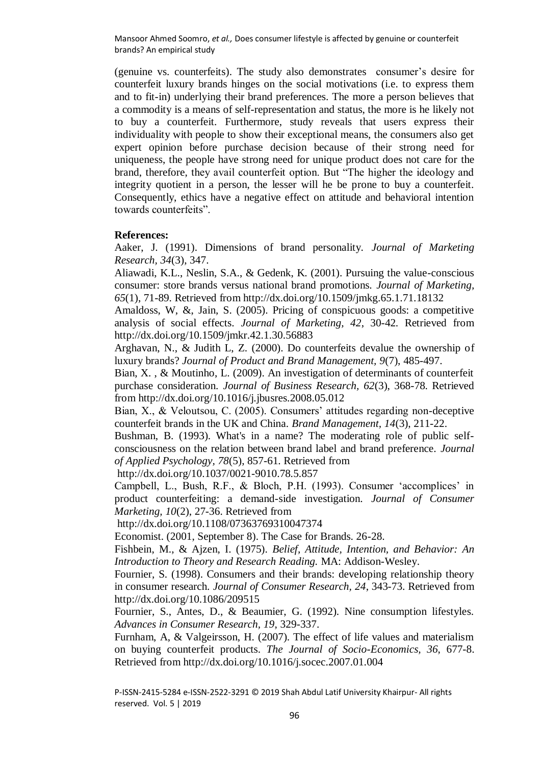(genuine vs. counterfeits). The study also demonstrates consumer's desire for counterfeit luxury brands hinges on the social motivations (i.e. to express them and to fit-in) underlying their brand preferences. The more a person believes that a commodity is a means of self-representation and status, the more is he likely not to buy a counterfeit. Furthermore, study reveals that users express their individuality with people to show their exceptional means, the consumers also get expert opinion before purchase decision because of their strong need for uniqueness, the people have strong need for unique product does not care for the brand, therefore, they avail counterfeit option. But "The higher the ideology and integrity quotient in a person, the lesser will he be prone to buy a counterfeit. Consequently, ethics have a negative effect on attitude and behavioral intention towards counterfeits".

**References:**

Aaker, J. (1991). Dimensions of brand personality. *Journal of Marketing Research, 34*(3), 347.

Aliawadi, K.L., Neslin, S.A., & Gedenk, K. (2001). Pursuing the value-conscious consumer: store brands versus national brand promotions. *Journal of Marketing, 65*(1), 71-89. Retrieved from http://dx.doi.org/10.1509/jmkg.65.1.71.18132

Amaldoss, W, &, Jain, S. (2005). Pricing of conspicuous goods: a competitive analysis of social effects. *Journal of Marketing, 42*, 30-42. Retrieved from http://dx.doi.org/10.1509/jmkr.42.1.30.56883

Arghavan, N., & Judith L, Z. (2000). Do counterfeits devalue the ownership of luxury brands? *Journal of Product and Brand Management, 9*(7), 485-497.

Bian, X. , & Moutinho, L. (2009). An investigation of determinants of counterfeit purchase consideration. *Journal of Business Research, 62*(3), 368-78. Retrieved from http://dx.doi.org/10.1016/j.jbusres.2008.05.012

Bian, X., & Veloutsou, C. (2005). Consumers' attitudes regarding non-deceptive counterfeit brands in the UK and China. *Brand Management, 14*(3), 211-22.

Bushman, B. (1993). What's in a name? The moderating role of public self-consciousness on the relation between brand label and brand preference. *Journal of Applied Psychology, 78*(5), 857-61. Retrieved from http://dx.doi.org/10.1037/0021-9010.78.5.857

Campbell, L., Bush, R.F., & Bloch, P.H. (1993). Consumer 'accomplices' in product counterfeiting: a demand-side investigation. *Journal of Consumer Marketing, 10*(2), 27-36. Retrieved from http://dx.doi.org/10.1108/07363769310047374

Economist. (2001, September 8). The Case for Brands. 26-28.

Fishbein, M., & Ajzen, I. (1975). *Belief, Attitude, Intention, and Behavior: An Introduction to Theory and Research Reading.* MA: Addison-Wesley.

Fournier, S. (1998). Consumers and their brands: developing relationship theory in consumer research. *Journal of Consumer Research, 24*, 343-73. Retrieved from http://dx.doi.org/10.1086/209515

Fournier, S., Antes, D., & Beaumier, G. (1992). Nine consumption lifestyles. *Advances in Consumer Research, 19*, 329-337.

Furnham, A, & Valgeirsson, H. (2007). The effect of life values and materialism on buying counterfeit products. *The Journal of Socio-Economics, 36*, 677-8. Retrieved from http://dx.doi.org/10.1016/j.socec.2007.01.004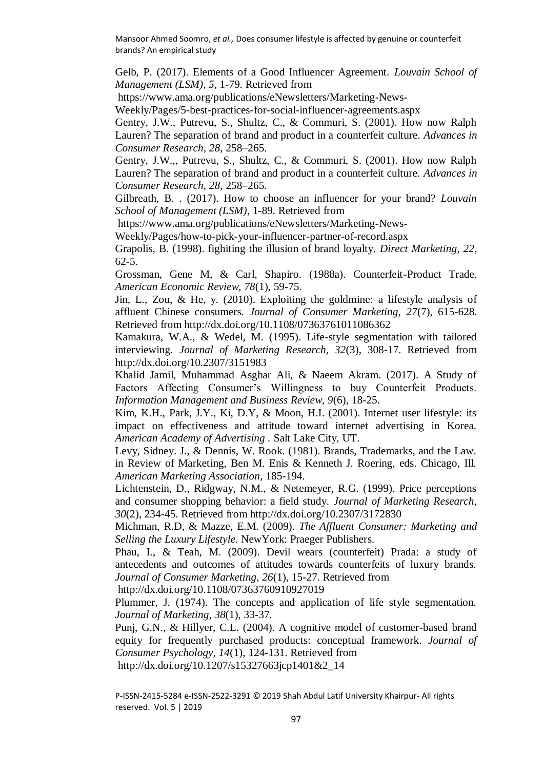Gelb, P. (2017). Elements of a Good Influencer Agreement. *Louvain School of Management (LSM), 5*, 1-79. Retrieved from https://www.ama.org/publications/eNewsletters/Marketing-News-Weekly/Pages/5-best-practices-for-social-influencer-agreements.aspx

Gentry, J.W., Putrevu, S., Shultz, C., & Commuri, S. (2001). How now Ralph Lauren? The separation of brand and product in a counterfeit culture. *Advances in Consumer Research, 28*, 258–265.

Gentry, J.W.,, Putrevu, S., Shultz, C., & Commuri, S. (2001). How now Ralph Lauren? The separation of brand and product in a counterfeit culture. *Advances in Consumer Research, 28*, 258–265.

Gilbreath, B. . (2017). How to choose an influencer for your brand? *Louvain School of Management (LSM)*, 1-89. Retrieved from https://www.ama.org/publications/eNewsletters/Marketing-News-Weekly/Pages/how-to-pick-your-influencer-partner-of-record.aspx

Grapolis, B. (1998). fighiting the illusion of brand loyalty. *Direct Marketing, 22*, 62-5.

Grossman, Gene M, & Carl, Shapiro. (1988a). Counterfeit-Product Trade. *American Economic Review, 78*(1), 59-75.

Jin, L., Zou, & He, y. (2010). Exploiting the goldmine: a lifestyle analysis of affluent Chinese consumers. *Journal of Consumer Marketing, 27*(7), 615-628. Retrieved from http://dx.doi.org/10.1108/07363761011086362

Kamakura, W.A., & Wedel, M. (1995). Life-style segmentation with tailored interviewing. *Journal of Marketing Research, 32*(3), 308-17. Retrieved from http://dx.doi.org/10.2307/3151983

Khalid Jamil, Muhammad Asghar Ali, & Naeem Akram. (2017). A Study of Factors Affecting Consumer's Willingness to buy Counterfeit Products. *Information Management and Business Review, 9*(6), 18-25.

Kim, K.H., Park, J.Y., Ki, D.Y, & Moon, H.I. (2001). Internet user lifestyle: its impact on effectiveness and attitude toward internet advertising in Korea. *American Academy of Advertising* . Salt Lake City, UT.

Levy, Sidney. J., & Dennis, W. Rook. (1981). Brands, Trademarks, and the Law. in Review of Marketing, Ben M. Enis & Kenneth J. Roering, eds. Chicago, Ill. *American Marketing Association*, 185-194.

Lichtenstein, D., Ridgway, N.M., & Netemeyer, R.G. (1999). Price perceptions and consumer shopping behavior: a field study. *Journal of Marketing Research, 30*(2), 234-45. Retrieved from http://dx.doi.org/10.2307/3172830

Michman, R.D, & Mazze, E.M. (2009). *The Affluent Consumer: Marketing and Selling the Luxury Lifestyle.* NewYork: Praeger Publishers.

Phau, I., & Teah, M. (2009). Devil wears (counterfeit) Prada: a study of antecedents and outcomes of attitudes towards counterfeits of luxury brands. *Journal of Consumer Marketing, 26*(1), 15-27. Retrieved from http://dx.doi.org/10.1108/07363760910927019

Plummer, J. (1974). The concepts and application of life style segmentation. *Journal of Marketing, 38*(1), 33-37.

Punj, G.N., & Hillyer, C.L. (2004). A cognitive model of customer-based brand equity for frequently purchased products: conceptual framework. *Journal of Consumer Psychology, 14*(1), 124-131. Retrieved from http://dx.doi.org/10.1207/s15327663jcp1401&2_14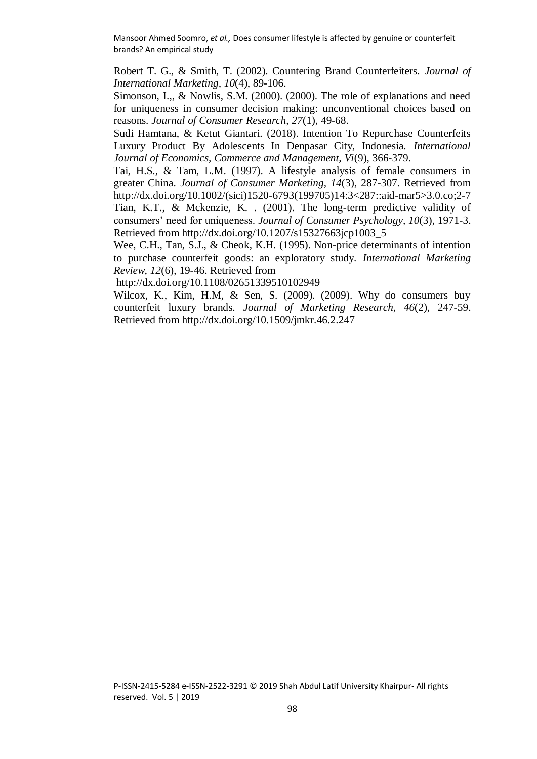Robert T. G., & Smith, T. (2002). Countering Brand Counterfeiters. *Journal of International Marketing, 10*(4), 89-106.

Simonson, I.,, & Nowlis, S.M. (2000). (2000). The role of explanations and need for uniqueness in consumer decision making: unconventional choices based on reasons. *Journal of Consumer Research, 27*(1), 49-68.

Sudi Hamtana, & Ketut Giantari. (2018). Intention To Repurchase Counterfeits Luxury Product By Adolescents In Denpasar City, Indonesia. *International Journal of Economics, Commerce and Management, Vi*(9), 366-379.

Tai, H.S., & Tam, L.M. (1997). A lifestyle analysis of female consumers in greater China. *Journal of Consumer Marketing, 14*(3), 287-307. Retrieved from http://dx.doi.org/10.1002/(sici)1520-6793(199705)14:3<287::aid-mar5>3.0.co;2-7

Tian, K.T., & Mckenzie, K. . (2001). The long-term predictive validity of consumers' need for uniqueness. *Journal of Consumer Psychology, 10*(3), 1971-3. Retrieved from http://dx.doi.org/10.1207/s15327663jcp1003_5

Wee, C.H., Tan, S.J., & Cheok, K.H. (1995). Non-price determinants of intention to purchase counterfeit goods: an exploratory study. *International Marketing Review, 12*(6), 19-46. Retrieved from http://dx.doi.org/10.1108/02651339510102949

Wilcox, K., Kim, H.M, & Sen, S. (2009). (2009). Why do consumers buy counterfeit luxury brands. *Journal of Marketing Research, 46*(2), 247-59. Retrieved from http://dx.doi.org/10.1509/jmkr.46.2.247